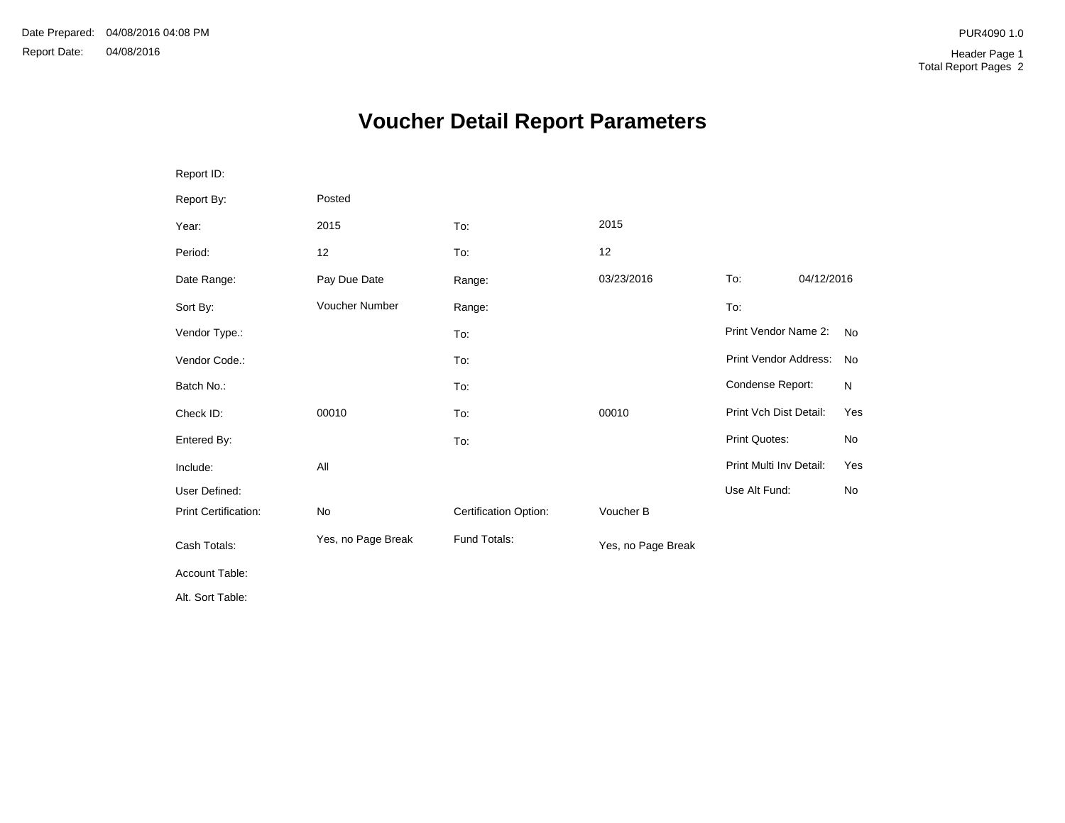Date Prepared: 04/08/2016 04:08 PM
Report Date: 04/08/2016

PUR4090 1.0
Header Page 1
Total Report Pages 2

# Voucher Detail Report Parameters

| | | | | | |
|---|---|---|---|---|---|
| Report ID: | | | | | |
| Report By: | Posted | | | | |
| Year: | 2015 | To: | 2015 | | |
| Period: | 12 | To: | 12 | | |
| Date Range: | Pay Due Date | Range: | 03/23/2016 | To: | 04/12/2016 |
| Sort By: | Voucher Number | Range: | | To: | |
| Vendor Type.: | | To: | | Print Vendor Name 2: | No |
| Vendor Code.: | | To: | | Print Vendor Address: | No |
| Batch No.: | | To: | | Condense Report: | N |
| Check ID: | 00010 | To: | 00010 | Print Vch Dist Detail: | Yes |
| Entered By: | | To: | | Print Quotes: | No |
| Include: | All | | | Print Multi Inv Detail: | Yes |
| User Defined: | | | | Use Alt Fund: | No |
| Print Certification: | No | Certification Option: | Voucher B | | |
| Cash Totals: | Yes, no Page Break | Fund Totals: | Yes, no Page Break | | |
| Account Table: | | | | | |
| Alt. Sort Table: | | | | | |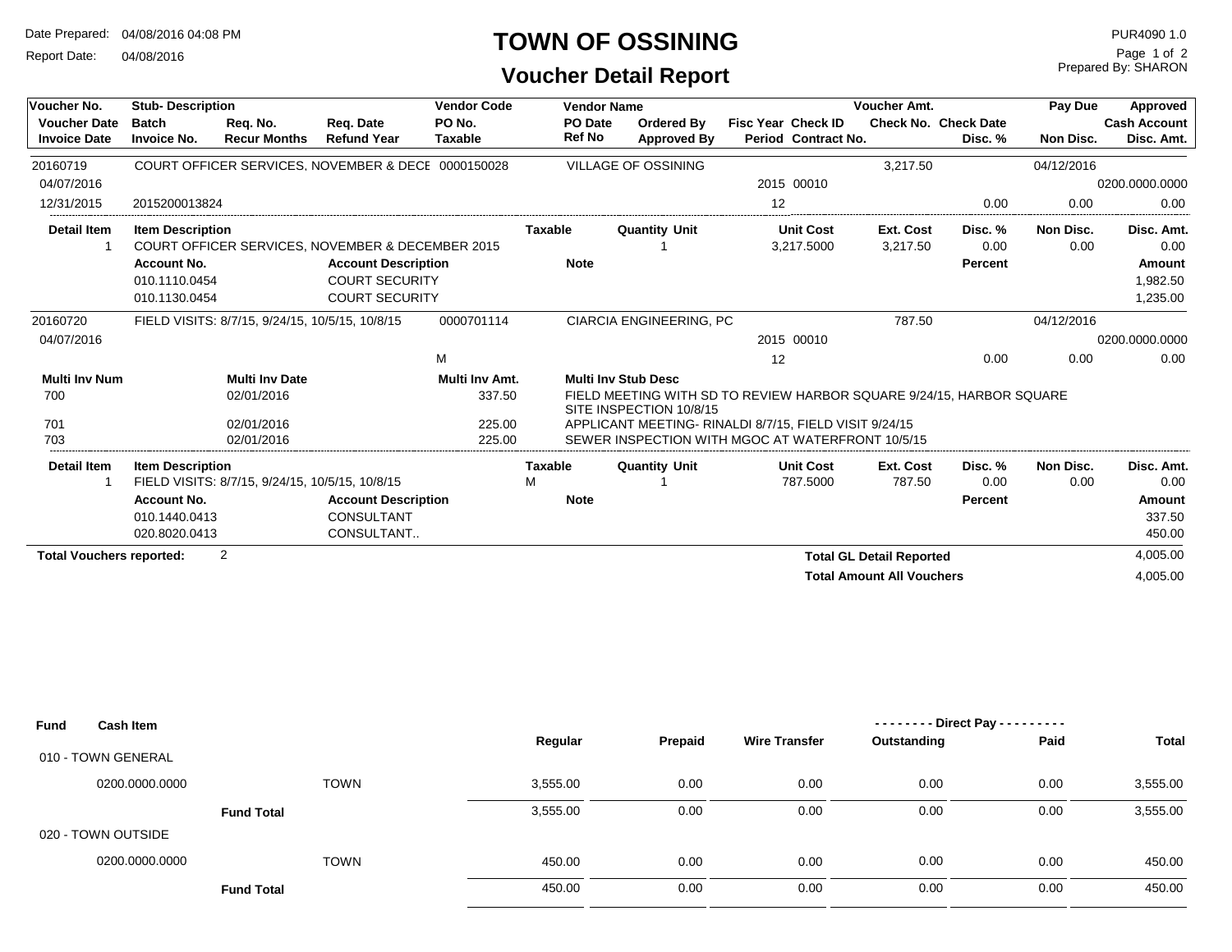# TOWN OF OSSINING

## Voucher Detail Report

Date Prepared: 04/08/2016 04:08 PM
Report Date: 04/08/2016

PUR4090 1.0
Prepared By: SHARON

| Voucher No. / Voucher Date / Invoice Date | Stub- Description / Batch / Invoice No. | Req. No. / Recur Months | Req. Date / Refund Year | Vendor Code / PO No. / Taxable | Vendor Name / PO Date / Ref No | Ordered By / Approved By | Fisc Year / Period | Check ID / Contract No. | Voucher Amt. / Check No. | Check Date / Disc. % | Pay Due / Non Disc. | Approved / Cash Account / Disc. Amt. |
|---|---|---|---|---|---|---|---|---|---|---|---|---|
| 20160719 | COURT OFFICER SERVICES, NOVEMBER & DECE | | | 0000150028 | VILLAGE OF OSSINING | | | | 3,217.50 | | 04/12/2016 | |
| 04/07/2016 | | | | | | | 2015 | 00010 | | | | 0200.0000.0000 |
| 12/31/2015 | 2015200013824 | | | | | | 12 | | | 0.00 | 0.00 | 0.00 |

| Detail Item | Item Description | Taxable | Quantity | Unit | Unit Cost | Ext. Cost | Disc. % | Non Disc. | Disc. Amt. |
|---|---|---|---|---|---|---|---|---|---|
| 1 | COURT OFFICER SERVICES, NOVEMBER & DECEMBER 2015 | | 1 | | 3,217.5000 | 3,217.50 | 0.00 | 0.00 | 0.00 |

| Account No. | Account Description | Note | Percent | Amount |
|---|---|---|---|---|
| 010.1110.0454 | COURT SECURITY | | | 1,982.50 |
| 010.1130.0454 | COURT SECURITY | | | 1,235.00 |

| Voucher No. / Voucher Date / Invoice Date | Stub- Description / Batch / Invoice No. | Req. No. / Recur Months | Req. Date / Refund Year | Vendor Code / PO No. / Taxable | Vendor Name / PO Date / Ref No | Ordered By / Approved By | Fisc Year / Period | Check ID / Contract No. | Voucher Amt. / Check No. | Check Date / Disc. % | Pay Due / Non Disc. | Approved / Cash Account / Disc. Amt. |
|---|---|---|---|---|---|---|---|---|---|---|---|---|
| 20160720 | FIELD VISITS: 8/7/15, 9/24/15, 10/5/15, 10/8/15 | | | 0000701114 | CIARCIA ENGINEERING, PC | | | | 787.50 | | 04/12/2016 | |
| 04/07/2016 | | | | | | | 2015 | 00010 | | | | 0200.0000.0000 |
| | | | | M | | | 12 | | | 0.00 | 0.00 | 0.00 |

| Multi Inv Num | Multi Inv Date | Multi Inv Amt. | Multi Inv Stub Desc |
|---|---|---|---|
| 700 | 02/01/2016 | 337.50 | FIELD MEETING WITH SD TO REVIEW HARBOR SQUARE 9/24/15, HARBOR SQUARE SITE INSPECTION 10/8/15 |
| 701 | 02/01/2016 | 225.00 | APPLICANT MEETING- RINALDI 8/7/15, FIELD VISIT 9/24/15 |
| 703 | 02/01/2016 | 225.00 | SEWER INSPECTION WITH MGOC AT WATERFRONT 10/5/15 |

| Detail Item | Item Description | Taxable | Quantity | Unit | Unit Cost | Ext. Cost | Disc. % | Non Disc. | Disc. Amt. |
|---|---|---|---|---|---|---|---|---|---|
| 1 | FIELD VISITS: 8/7/15, 9/24/15, 10/5/15, 10/8/15 | M | 1 | | 787.5000 | 787.50 | 0.00 | 0.00 | 0.00 |

| Account No. | Account Description | Note | Percent | Amount |
|---|---|---|---|---|
| 010.1440.0413 | CONSULTANT | | | 337.50 |
| 020.8020.0413 | CONSULTANT.. | | | 450.00 |

**Total Vouchers reported:** 2

**Total GL Detail Reported** 4,005.00

**Total Amount All Vouchers** 4,005.00

| Fund | Cash Item | | Regular | Prepaid | Wire Transfer | Direct Pay Outstanding | Direct Pay Paid | Total |
|---|---|---|---|---|---|---|---|---|
| 010 - TOWN GENERAL | | | | | | | | |
| | 0200.0000.0000 | TOWN | 3,555.00 | 0.00 | 0.00 | 0.00 | 0.00 | 3,555.00 |
| | **Fund Total** | | 3,555.00 | 0.00 | 0.00 | 0.00 | 0.00 | 3,555.00 |
| 020 - TOWN OUTSIDE | | | | | | | | |
| | 0200.0000.0000 | TOWN | 450.00 | 0.00 | 0.00 | 0.00 | 0.00 | 450.00 |
| | **Fund Total** | | 450.00 | 0.00 | 0.00 | 0.00 | 0.00 | 450.00 |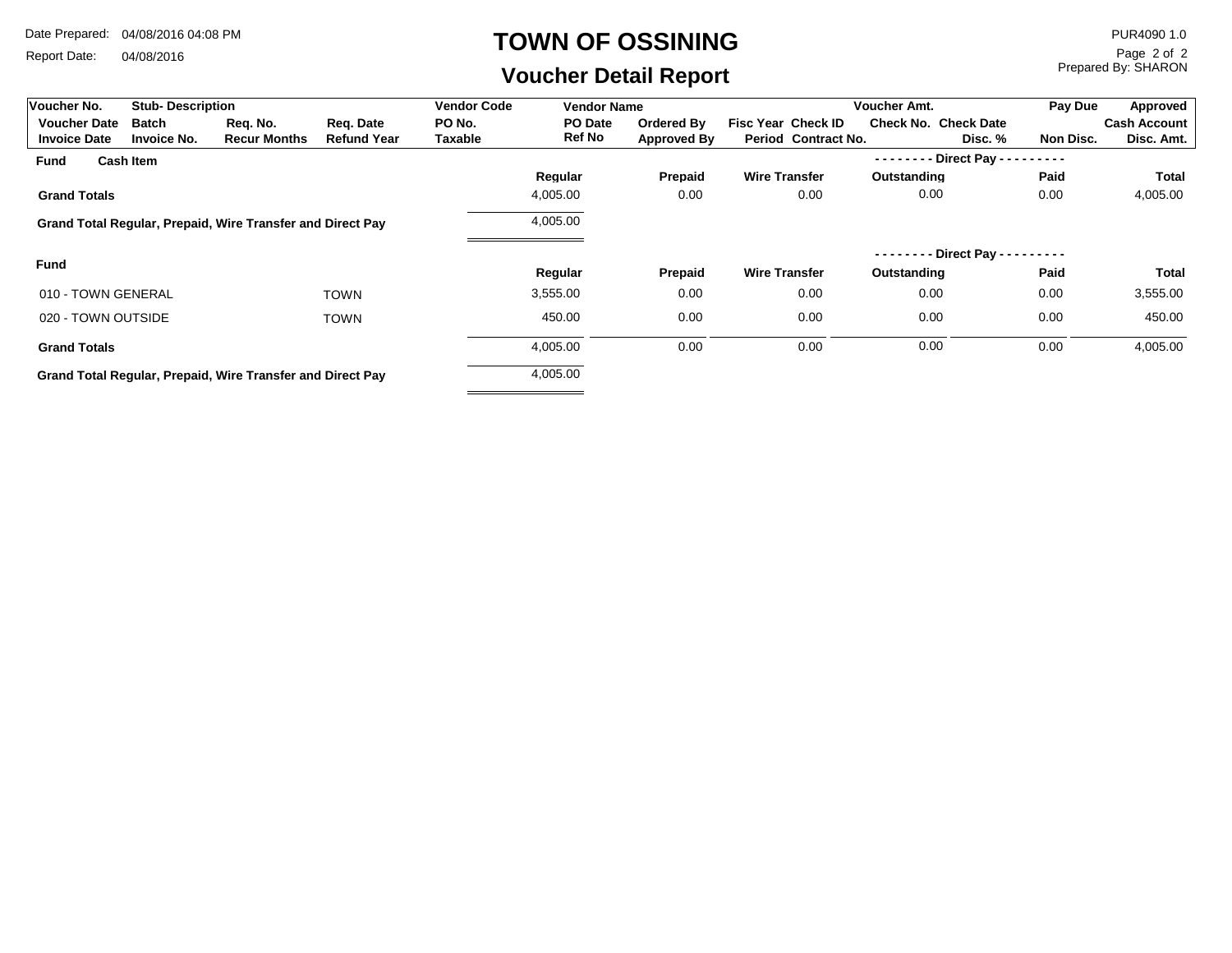# TOWN OF OSSINING

## Voucher Detail Report

Date Prepared: 04/08/2016 04:08 PM
Report Date: 04/08/2016

PUR4090 1.0
Prepared By: SHARON

| Voucher No. | Stub- Description | | | Vendor Code | Vendor Name | | | | Voucher Amt. | | Pay Due | Approved |
|---|---|---|---|---|---|---|---|---|---|---|---|---|
| Voucher Date | Batch | Req. No. | Req. Date | PO No. | PO Date | Ordered By | Fisc Year | Check ID | Check No. | Check Date | | Cash Account |
| Invoice Date | Invoice No. | Recur Months | Refund Year | Taxable | Ref No | Approved By | Period | Contract No. | | Disc. % | Non Disc. | Disc. Amt. |

| Fund | Cash Item | Regular | Prepaid | Wire Transfer | Direct Pay - Outstanding | Direct Pay - Paid | Total |
|---|---|---|---|---|---|---|---|
| **Grand Totals** | | 4,005.00 | 0.00 | 0.00 | 0.00 | 0.00 | 4,005.00 |
| **Grand Total Regular, Prepaid, Wire Transfer and Direct Pay** | | 4,005.00 | | | | | |

| Fund | | Regular | Prepaid | Wire Transfer | Direct Pay - Outstanding | Direct Pay - Paid | Total |
|---|---|---|---|---|---|---|---|
| 010 - TOWN GENERAL | TOWN | 3,555.00 | 0.00 | 0.00 | 0.00 | 0.00 | 3,555.00 |
| 020 - TOWN OUTSIDE | TOWN | 450.00 | 0.00 | 0.00 | 0.00 | 0.00 | 450.00 |
| **Grand Totals** | | 4,005.00 | 0.00 | 0.00 | 0.00 | 0.00 | 4,005.00 |
| **Grand Total Regular, Prepaid, Wire Transfer and Direct Pay** | | 4,005.00 | | | | | |